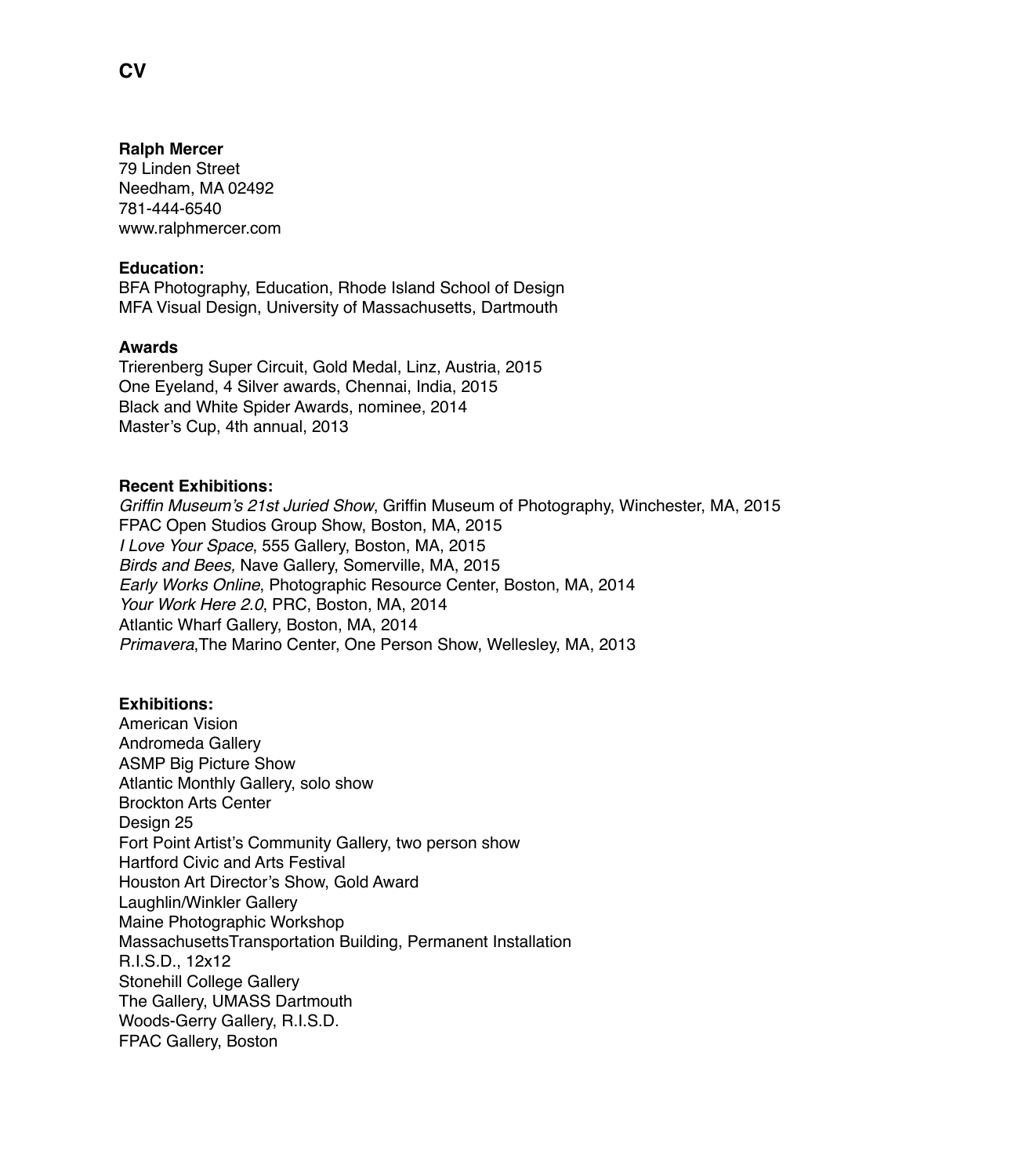# CV

**Ralph Mercer**
79 Linden Street
Needham, MA 02492
781-444-6540
www.ralphmercer.com

**Education:**
BFA Photography, Education, Rhode Island School of Design
MFA Visual Design, University of Massachusetts, Dartmouth

**Awards**
Trierenberg Super Circuit, Gold Medal, Linz, Austria, 2015
One Eyeland, 4 Silver awards, Chennai, India, 2015
Black and White Spider Awards, nominee, 2014
Master's Cup, 4th annual, 2013

**Recent Exhibitions:**
*Griffin Museum's 21st Juried Show*, Griffin Museum of Photography, Winchester, MA, 2015
FPAC Open Studios Group Show, Boston, MA, 2015
*I Love Your Space*, 555 Gallery, Boston, MA, 2015
*Birds and Bees,* Nave Gallery, Somerville, MA, 2015
*Early Works Online*, Photographic Resource Center, Boston, MA, 2014
*Your Work Here 2.0*, PRC, Boston, MA, 2014
Atlantic Wharf Gallery, Boston, MA, 2014
*Primavera*,The Marino Center, One Person Show, Wellesley, MA, 2013

**Exhibitions:**
American Vision
Andromeda Gallery
ASMP Big Picture Show
Atlantic Monthly Gallery, solo show
Brockton Arts Center
Design 25
Fort Point Artist's Community Gallery, two person show
Hartford Civic and Arts Festival
Houston Art Director's Show, Gold Award
Laughlin/Winkler Gallery
Maine Photographic Workshop
MassachusettsTransportation Building, Permanent Installation
R.I.S.D., 12x12
Stonehill College Gallery
The Gallery, UMASS Dartmouth
Woods-Gerry Gallery, R.I.S.D.
FPAC Gallery, Boston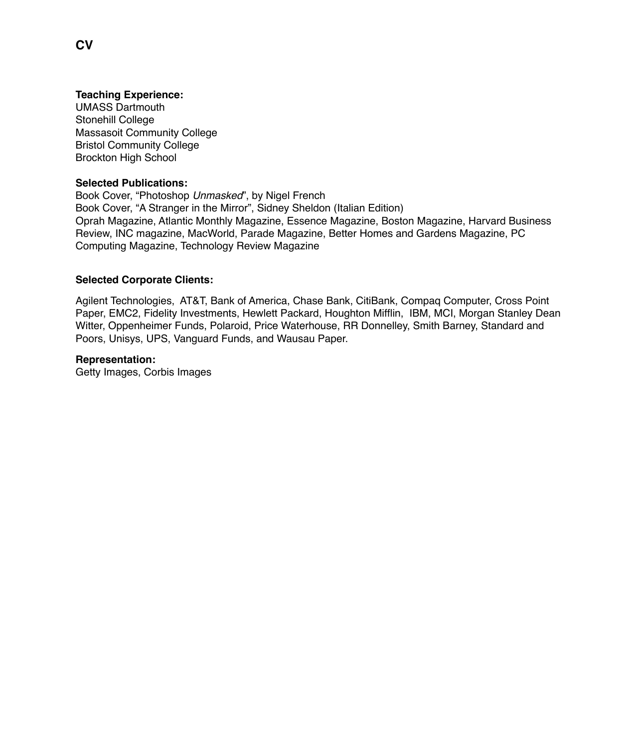# CV

**Teaching Experience:**
UMASS Dartmouth
Stonehill College
Massasoit Community College
Bristol Community College
Brockton High School

**Selected Publications:**
Book Cover, "Photoshop *Unmasked*", by Nigel French
Book Cover, "A Stranger in the Mirror", Sidney Sheldon (Italian Edition)
Oprah Magazine, Atlantic Monthly Magazine, Essence Magazine, Boston Magazine, Harvard Business Review, INC magazine, MacWorld, Parade Magazine, Better Homes and Gardens Magazine, PC Computing Magazine, Technology Review Magazine

**Selected Corporate Clients:**

Agilent Technologies, AT&T, Bank of America, Chase Bank, CitiBank, Compaq Computer, Cross Point Paper, EMC2, Fidelity Investments, Hewlett Packard, Houghton Mifflin, IBM, MCI, Morgan Stanley Dean Witter, Oppenheimer Funds, Polaroid, Price Waterhouse, RR Donnelley, Smith Barney, Standard and Poors, Unisys, UPS, Vanguard Funds, and Wausau Paper.

**Representation:**
Getty Images, Corbis Images